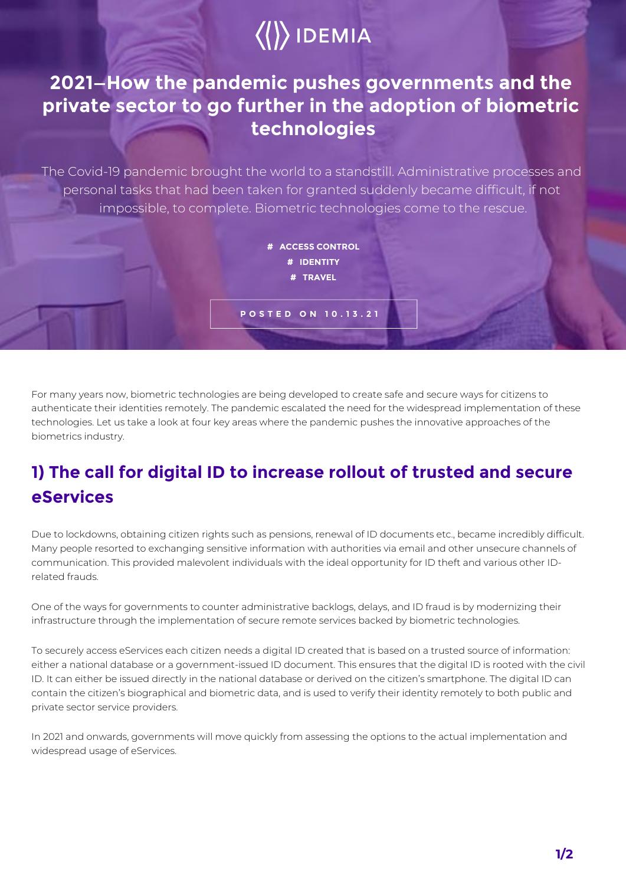IDEMIA

# 2021—How the pandemic pushes governments and the private sector to go further in the adoption of biometric technologies

The Covid-19 pandemic brought the world to a standstill. Administrative processes and personal tasks that had been taken for granted suddenly became difficult, if not impossible, to complete. Biometric technologies come to the rescue.

# ACCESS CONTROL
# IDENTITY
# TRAVEL

POSTED ON 10.13.21

For many years now, biometric technologies are being developed to create safe and secure ways for citizens to authenticate their identities remotely. The pandemic escalated the need for the widespread implementation of these technologies. Let us take a look at four key areas where the pandemic pushes the innovative approaches of the biometrics industry.

## 1) The call for digital ID to increase rollout of trusted and secure eServices

Due to lockdowns, obtaining citizen rights such as pensions, renewal of ID documents etc., became incredibly difficult. Many people resorted to exchanging sensitive information with authorities via email and other unsecure channels of communication. This provided malevolent individuals with the ideal opportunity for ID theft and various other ID-related frauds.

One of the ways for governments to counter administrative backlogs, delays, and ID fraud is by modernizing their infrastructure through the implementation of secure remote services backed by biometric technologies.

To securely access eServices each citizen needs a digital ID created that is based on a trusted source of information: either a national database or a government-issued ID document. This ensures that the digital ID is rooted with the civil ID. It can either be issued directly in the national database or derived on the citizen's smartphone. The digital ID can contain the citizen's biographical and biometric data, and is used to verify their identity remotely to both public and private sector service providers.

In 2021 and onwards, governments will move quickly from assessing the options to the actual implementation and widespread usage of eServices.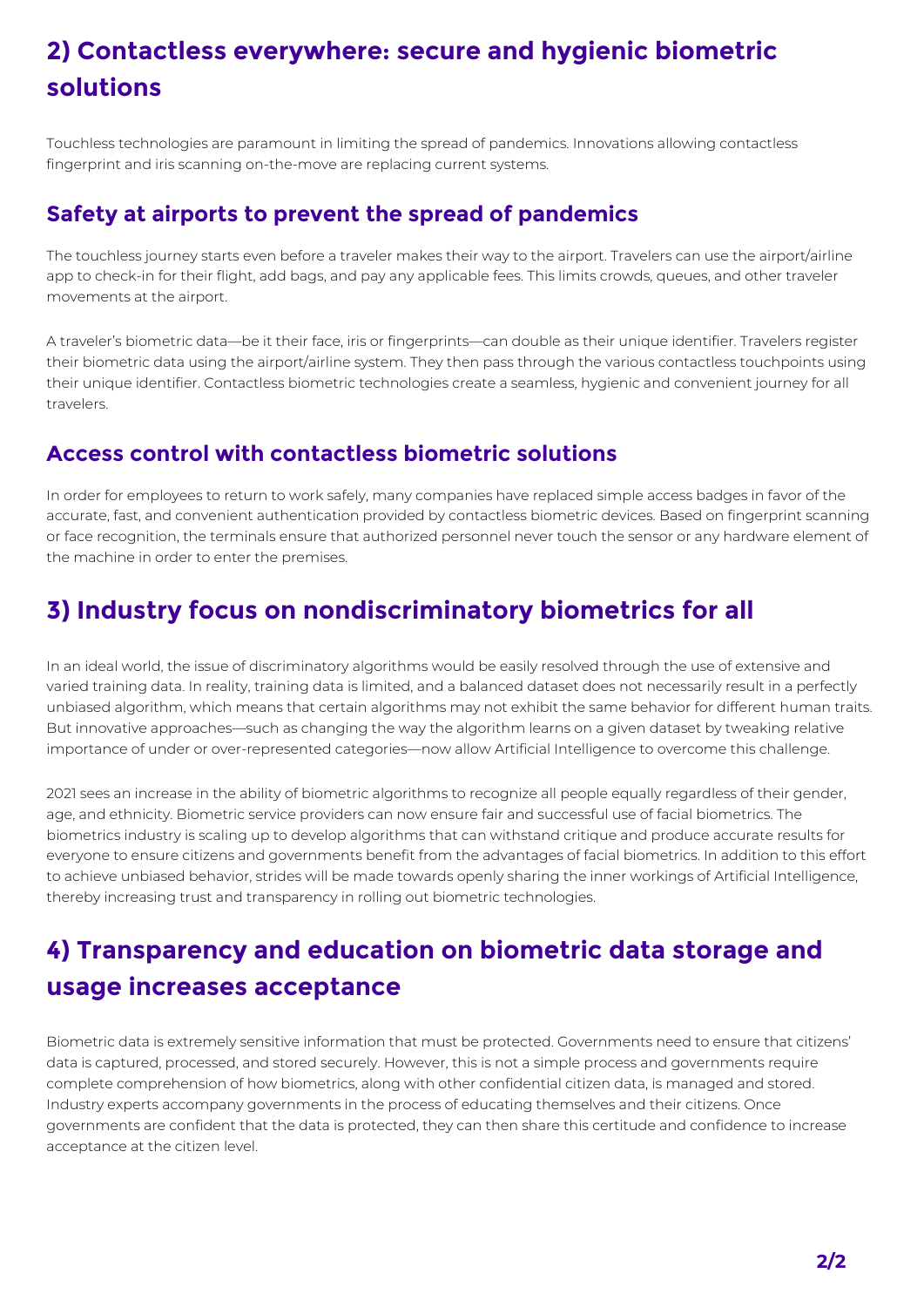## 2) Contactless everywhere: secure and hygienic biometric solutions

Touchless technologies are paramount in limiting the spread of pandemics. Innovations allowing contactless fingerprint and iris scanning on-the-move are replacing current systems.

### Safety at airports to prevent the spread of pandemics

The touchless journey starts even before a traveler makes their way to the airport. Travelers can use the airport/airline app to check-in for their flight, add bags, and pay any applicable fees. This limits crowds, queues, and other traveler movements at the airport.

A traveler's biometric data—be it their face, iris or fingerprints—can double as their unique identifier. Travelers register their biometric data using the airport/airline system. They then pass through the various contactless touchpoints using their unique identifier. Contactless biometric technologies create a seamless, hygienic and convenient journey for all travelers.

### Access control with contactless biometric solutions

In order for employees to return to work safely, many companies have replaced simple access badges in favor of the accurate, fast, and convenient authentication provided by contactless biometric devices. Based on fingerprint scanning or face recognition, the terminals ensure that authorized personnel never touch the sensor or any hardware element of the machine in order to enter the premises.

## 3) Industry focus on nondiscriminatory biometrics for all

In an ideal world, the issue of discriminatory algorithms would be easily resolved through the use of extensive and varied training data. In reality, training data is limited, and a balanced dataset does not necessarily result in a perfectly unbiased algorithm, which means that certain algorithms may not exhibit the same behavior for different human traits. But innovative approaches—such as changing the way the algorithm learns on a given dataset by tweaking relative importance of under or over-represented categories—now allow Artificial Intelligence to overcome this challenge.

2021 sees an increase in the ability of biometric algorithms to recognize all people equally regardless of their gender, age, and ethnicity. Biometric service providers can now ensure fair and successful use of facial biometrics. The biometrics industry is scaling up to develop algorithms that can withstand critique and produce accurate results for everyone to ensure citizens and governments benefit from the advantages of facial biometrics. In addition to this effort to achieve unbiased behavior, strides will be made towards openly sharing the inner workings of Artificial Intelligence, thereby increasing trust and transparency in rolling out biometric technologies.

## 4) Transparency and education on biometric data storage and usage increases acceptance

Biometric data is extremely sensitive information that must be protected. Governments need to ensure that citizens' data is captured, processed, and stored securely. However, this is not a simple process and governments require complete comprehension of how biometrics, along with other confidential citizen data, is managed and stored. Industry experts accompany governments in the process of educating themselves and their citizens. Once governments are confident that the data is protected, they can then share this certitude and confidence to increase acceptance at the citizen level.